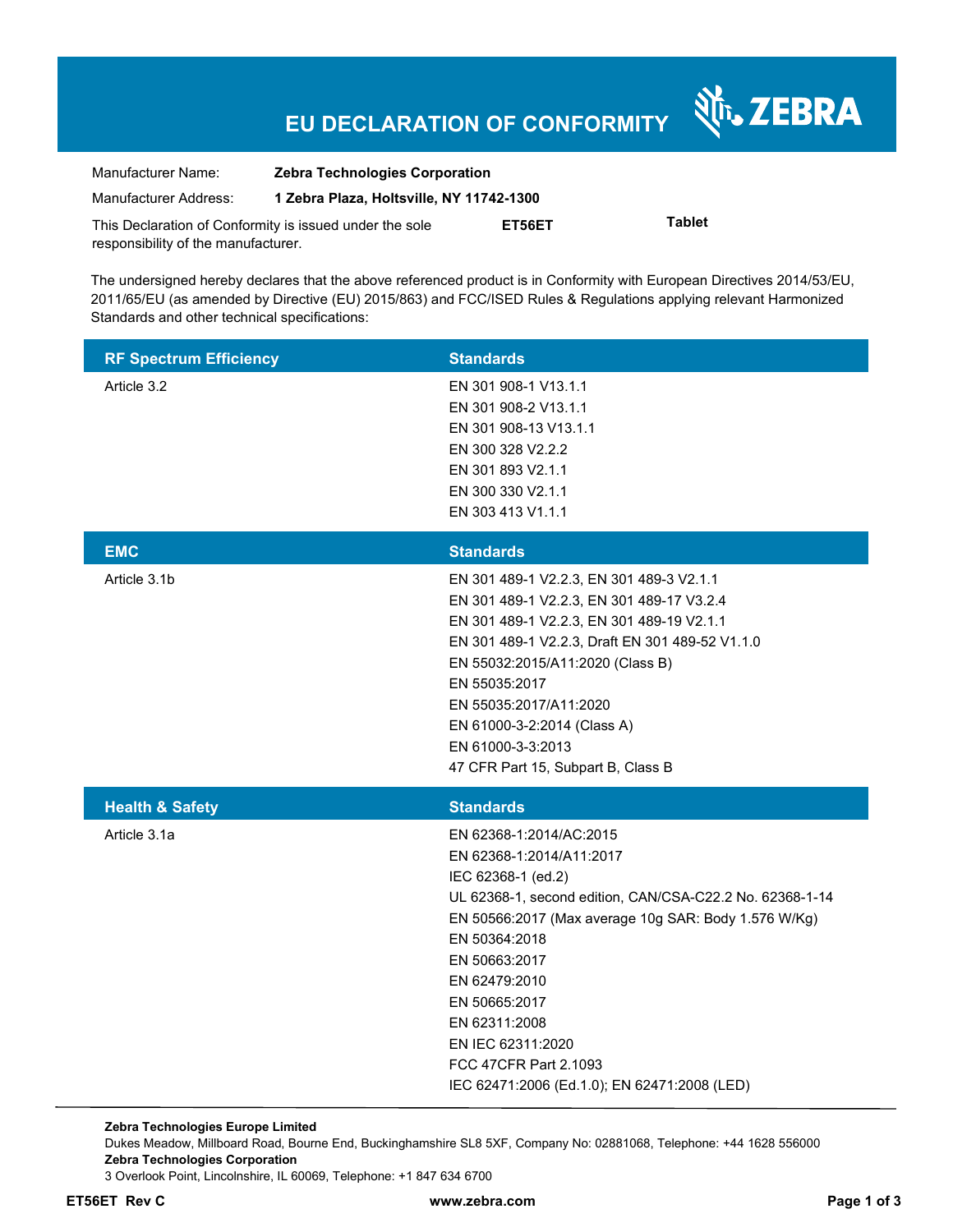# EU DECLARATION OF CONFORMITY

ZEBRA

| | |
|---|---|
| Manufacturer Name: | **Zebra Technologies Corporation** |
| Manufacturer Address: | **1 Zebra Plaza, Holtsville, NY 11742-1300** |

This Declaration of Conformity is issued under the sole responsibility of the manufacturer. **ET56ET** **Tablet**

The undersigned hereby declares that the above referenced product is in Conformity with European Directives 2014/53/EU, 2011/65/EU (as amended by Directive (EU) 2015/863) and FCC/ISED Rules & Regulations applying relevant Harmonized Standards and other technical specifications:

| RF Spectrum Efficiency | Standards |
|---|---|
| Article 3.2 | EN 301 908-1 V13.1.1<br>EN 301 908-2 V13.1.1<br>EN 301 908-13 V13.1.1<br>EN 300 328 V2.2.2<br>EN 301 893 V2.1.1<br>EN 300 330 V2.1.1<br>EN 303 413 V1.1.1 |

| EMC | Standards |
|---|---|
| Article 3.1b | EN 301 489-1 V2.2.3, EN 301 489-3 V2.1.1<br>EN 301 489-1 V2.2.3, EN 301 489-17 V3.2.4<br>EN 301 489-1 V2.2.3, EN 301 489-19 V2.1.1<br>EN 301 489-1 V2.2.3, Draft EN 301 489-52 V1.1.0<br>EN 55032:2015/A11:2020 (Class B)<br>EN 55035:2017<br>EN 55035:2017/A11:2020<br>EN 61000-3-2:2014 (Class A)<br>EN 61000-3-3:2013<br>47 CFR Part 15, Subpart B, Class B |

| Health & Safety | Standards |
|---|---|
| Article 3.1a | EN 62368-1:2014/AC:2015<br>EN 62368-1:2014/A11:2017<br>IEC 62368-1 (ed.2)<br>UL 62368-1, second edition, CAN/CSA-C22.2 No. 62368-1-14<br>EN 50566:2017 (Max average 10g SAR: Body 1.576 W/Kg)<br>EN 50364:2018<br>EN 50663:2017<br>EN 62479:2010<br>EN 50665:2017<br>EN 62311:2008<br>EN IEC 62311:2020<br>FCC 47CFR Part 2.1093<br>IEC 62471:2006 (Ed.1.0); EN 62471:2008 (LED) |

**Zebra Technologies Europe Limited**
Dukes Meadow, Millboard Road, Bourne End, Buckinghamshire SL8 5XF, Company No: 02881068, Telephone: +44 1628 556000
**Zebra Technologies Corporation**
3 Overlook Point, Lincolnshire, IL 60069, Telephone: +1 847 634 6700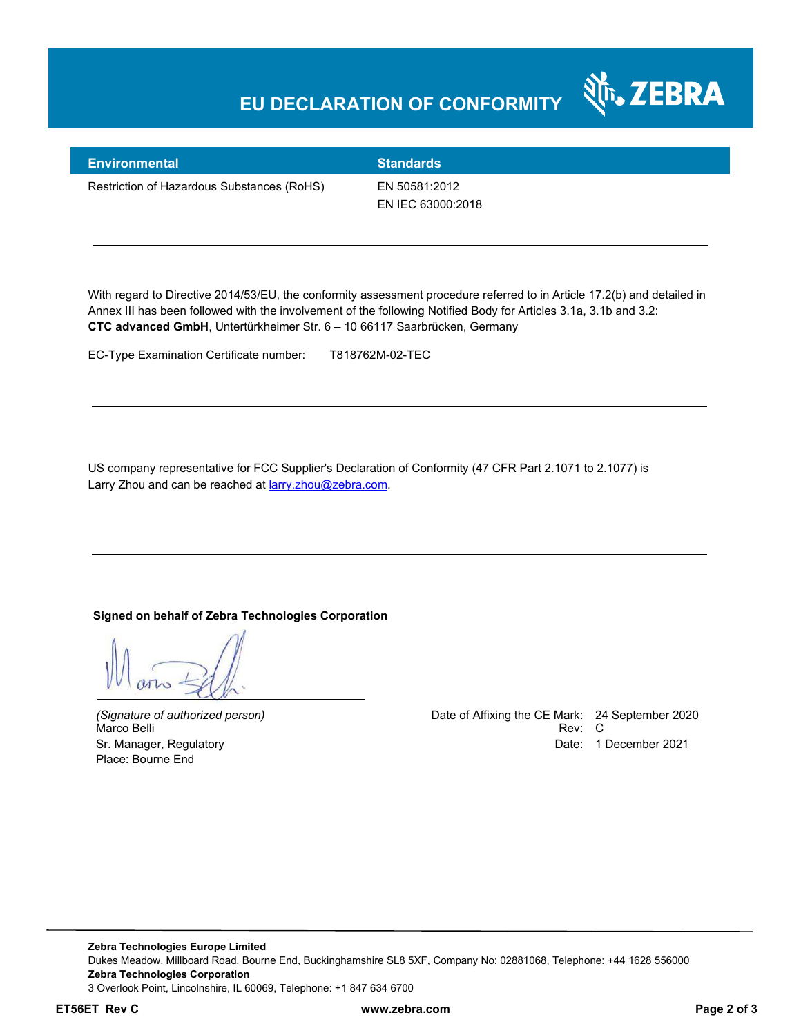# EU DECLARATION OF CONFORMITY

| Environmental | Standards |
|---|---|
| Restriction of Hazardous Substances (RoHS) | EN 50581:2012<br>EN IEC 63000:2018 |

---

With regard to Directive 2014/53/EU, the conformity assessment procedure referred to in Article 17.2(b) and detailed in Annex III has been followed with the involvement of the following Notified Body for Articles 3.1a, 3.1b and 3.2:
**CTC advanced GmbH**, Untertürkheimer Str. 6 – 10 66117 Saarbrücken, Germany

EC-Type Examination Certificate number: T818762M-02-TEC

---

US company representative for FCC Supplier's Declaration of Conformity (47 CFR Part 2.1071 to 2.1077) is Larry Zhou and can be reached at larry.zhou@zebra.com.

---

**Signed on behalf of Zebra Technologies Corporation**

*(Signature of authorized person)*
Marco Belli
Sr. Manager, Regulatory
Place: Bourne End

Date of Affixing the CE Mark: 24 September 2020
Rev: C
Date: 1 December 2021

---

**Zebra Technologies Europe Limited**
Dukes Meadow, Millboard Road, Bourne End, Buckinghamshire SL8 5XF, Company No: 02881068, Telephone: +44 1628 556000
**Zebra Technologies Corporation**
3 Overlook Point, Lincolnshire, IL 60069, Telephone: +1 847 634 6700

**ET56ET Rev C** **www.zebra.com**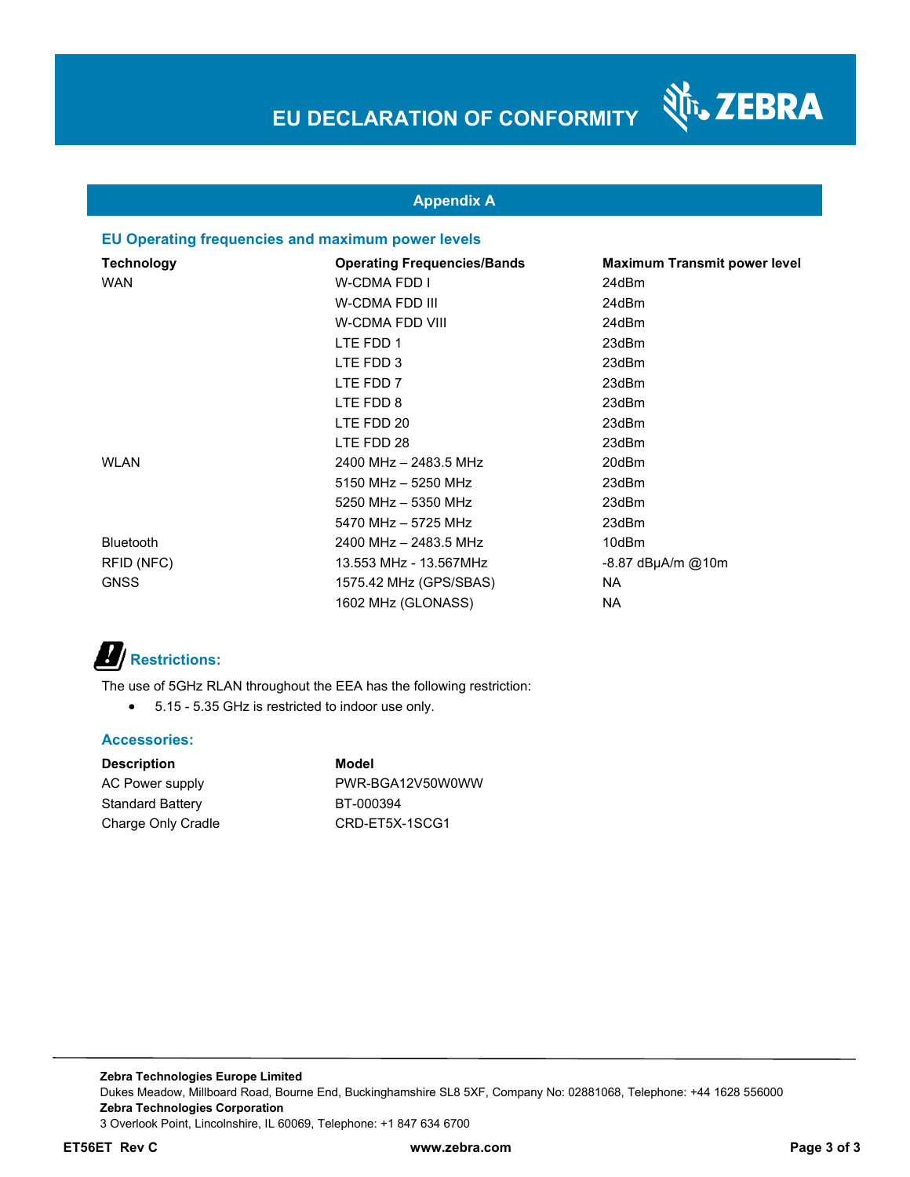# EU DECLARATION OF CONFORMITY

## Appendix A

### EU Operating frequencies and maximum power levels

| Technology | Operating Frequencies/Bands | Maximum Transmit power level |
| --- | --- | --- |
| WAN | W-CDMA FDD I | 24dBm |
| | W-CDMA FDD III | 24dBm |
| | W-CDMA FDD VIII | 24dBm |
| | LTE FDD 1 | 23dBm |
| | LTE FDD 3 | 23dBm |
| | LTE FDD 7 | 23dBm |
| | LTE FDD 8 | 23dBm |
| | LTE FDD 20 | 23dBm |
| | LTE FDD 28 | 23dBm |
| WLAN | 2400 MHz – 2483.5 MHz | 20dBm |
| | 5150 MHz – 5250 MHz | 23dBm |
| | 5250 MHz – 5350 MHz | 23dBm |
| | 5470 MHz – 5725 MHz | 23dBm |
| Bluetooth | 2400 MHz – 2483.5 MHz | 10dBm |
| RFID (NFC) | 13.553 MHz - 13.567MHz | -8.87 dBμA/m @10m |
| GNSS | 1575.42 MHz (GPS/SBAS) | NA |
| | 1602 MHz (GLONASS) | NA |

### Restrictions:

The use of 5GHz RLAN throughout the EEA has the following restriction:

- 5.15 - 5.35 GHz is restricted to indoor use only.

### Accessories:

| Description | Model |
| --- | --- |
| AC Power supply | PWR-BGA12V50W0WW |
| Standard Battery | BT-000394 |
| Charge Only Cradle | CRD-ET5X-1SCG1 |

**Zebra Technologies Europe Limited**
Dukes Meadow, Millboard Road, Bourne End, Buckinghamshire SL8 5XF, Company No: 02881068, Telephone: +44 1628 556000
**Zebra Technologies Corporation**
3 Overlook Point, Lincolnshire, IL 60069, Telephone: +1 847 634 6700

**ET56ET Rev C** **www.zebra.com**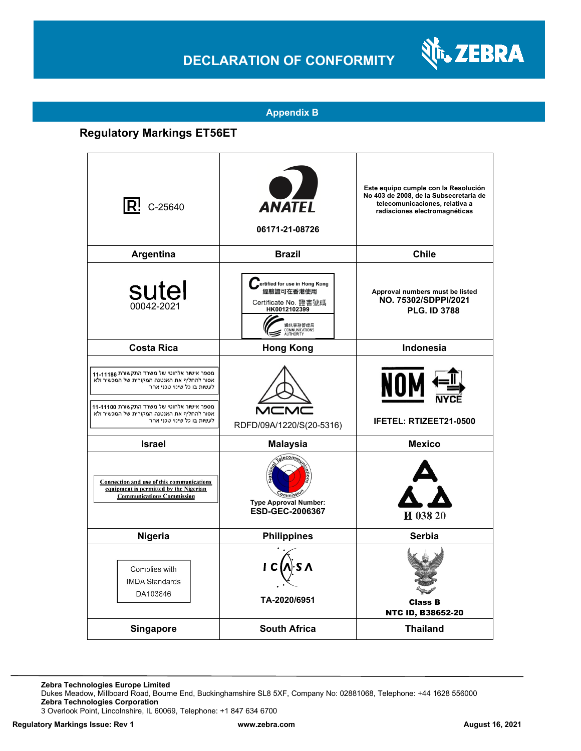## Appendix B

### Regulatory Markings ET56ET

| | | |
|---|---|---|
| [R] C-25640 | ANATEL 06171-21-08726 | Este equipo cumple con la Resolución No 403 de 2008, de la Subsecretaria de telecomunicaciones, relativa a radiaciones electromagnéticas |
| **Argentina** | **Brazil** | **Chile** |
| sutel 00042-2021 | Certified for use in Hong Kong 經驗證可在香港使用 Certificate No. 證書號碼 HK0012102399 通訊事務管理局 COMMUNICATIONS AUTHORITY | Approval numbers must be listed NO. 75302/SDPPI/2021 PLG. ID 3788 |
| **Costa Rica** | **Hong Kong** | **Indonesia** |
| מספר אישור אלחוטי של משרד התקשורת 11-11186 אסור להחליף את האנטנה המקורית של המכשיר ולא לעשות בו כל שינוי טכני אחר<br>מספר אישור אלחוטי של משרד התקשורת 11-11100 אסור להחליף את האנטנה המקורית של המכשיר ולא לעשות בו כל שינוי טכני אחר | MCMC RDFD/09A/1220/S(20-5316) | NOM NYCE IFETEL: RTIZEET21-0500 |
| **Israel** | **Malaysia** | **Mexico** |
| Connection and use of this communications equipment is permitted by the Nigerian Communications Commission | National Telecommunications Commission Type Approval Number: ESD-GEC-2006367 | И 038 20 |
| **Nigeria** | **Philippines** | **Serbia** |
| Complies with IMDA Standards DA103846 | ICASA TA-2020/6951 | Class B NTC ID, B38652-20 |
| **Singapore** | **South Africa** | **Thailand** |

**Zebra Technologies Europe Limited**
Dukes Meadow, Millboard Road, Bourne End, Buckinghamshire SL8 5XF, Company No: 02881068, Telephone: +44 1628 556000
**Zebra Technologies Corporation**
3 Overlook Point, Lincolnshire, IL 60069, Telephone: +1 847 634 6700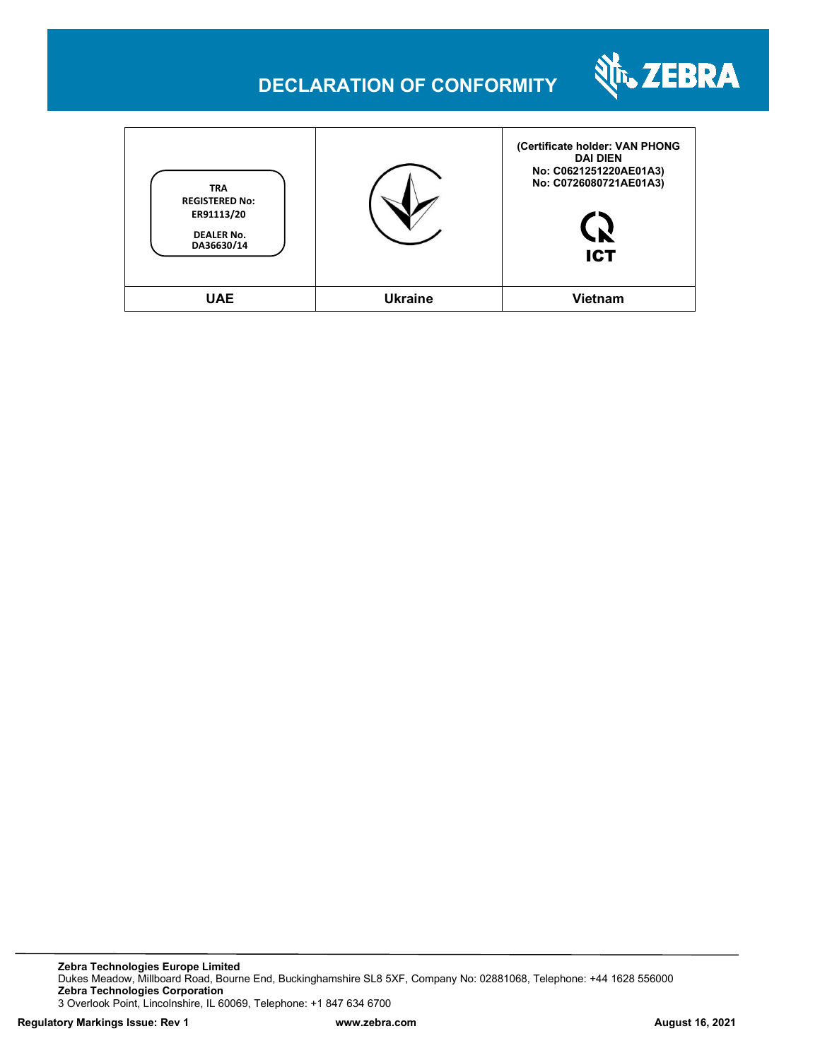# DECLARATION OF CONFORMITY

| | | |
|---|---|---|
| TRA REGISTERED No: ER91113/20 DEALER No. DA36630/14 | | **(Certificate holder: VAN PHONG DAI DIEN No: C0621251220AE01A3) No: C0726080721AE01A3)** ICT |
| **UAE** | **Ukraine** | **Vietnam** |

**Zebra Technologies Europe Limited**
Dukes Meadow, Millboard Road, Bourne End, Buckinghamshire SL8 5XF, Company No: 02881068, Telephone: +44 1628 556000
**Zebra Technologies Corporation**
3 Overlook Point, Lincolnshire, IL 60069, Telephone: +1 847 634 6700

**Regulatory Markings Issue: Rev 1** **www.zebra.com** **August 16, 2021**